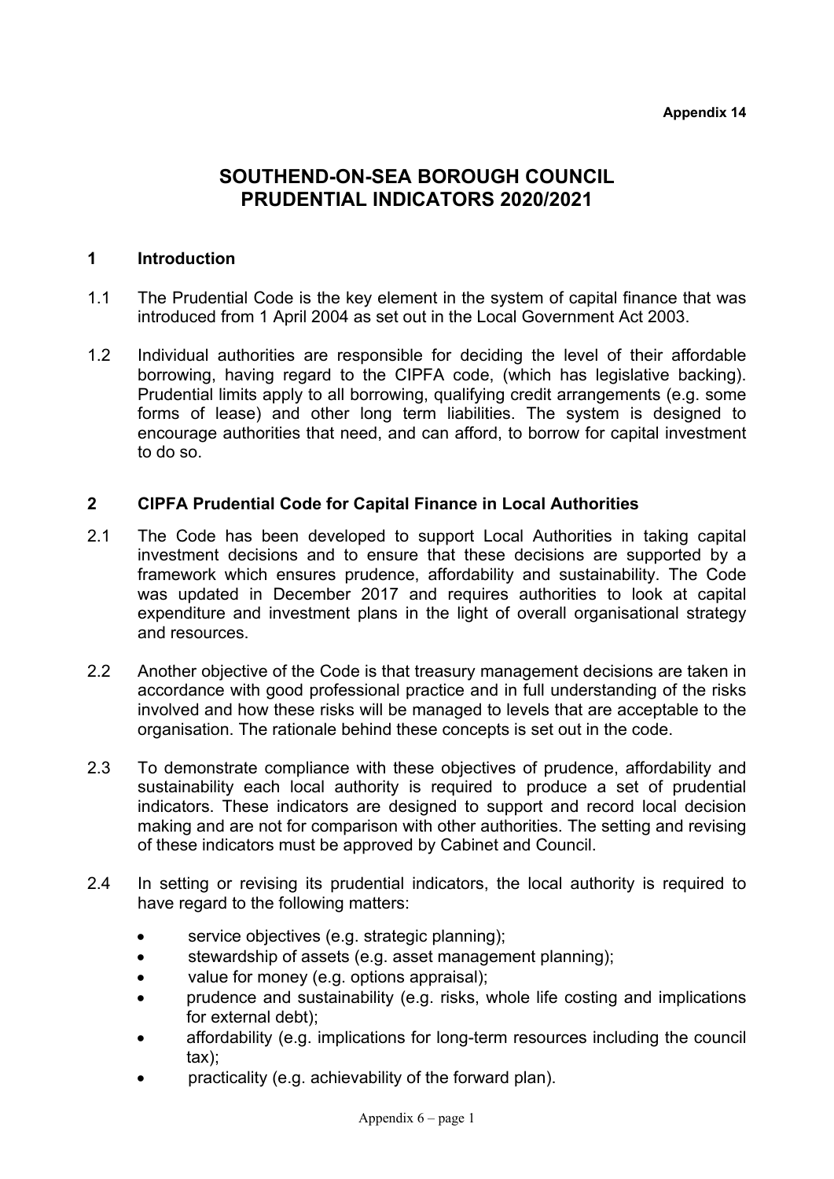Appendix 14

# SOUTHEND-ON-SEA BOROUGH COUNCIL
# PRUDENTIAL INDICATORS 2020/2021

## 1 Introduction

1.1 The Prudential Code is the key element in the system of capital finance that was introduced from 1 April 2004 as set out in the Local Government Act 2003.

1.2 Individual authorities are responsible for deciding the level of their affordable borrowing, having regard to the CIPFA code, (which has legislative backing). Prudential limits apply to all borrowing, qualifying credit arrangements (e.g. some forms of lease) and other long term liabilities. The system is designed to encourage authorities that need, and can afford, to borrow for capital investment to do so.

## 2 CIPFA Prudential Code for Capital Finance in Local Authorities

2.1 The Code has been developed to support Local Authorities in taking capital investment decisions and to ensure that these decisions are supported by a framework which ensures prudence, affordability and sustainability. The Code was updated in December 2017 and requires authorities to look at capital expenditure and investment plans in the light of overall organisational strategy and resources.

2.2 Another objective of the Code is that treasury management decisions are taken in accordance with good professional practice and in full understanding of the risks involved and how these risks will be managed to levels that are acceptable to the organisation. The rationale behind these concepts is set out in the code.

2.3 To demonstrate compliance with these objectives of prudence, affordability and sustainability each local authority is required to produce a set of prudential indicators. These indicators are designed to support and record local decision making and are not for comparison with other authorities. The setting and revising of these indicators must be approved by Cabinet and Council.

2.4 In setting or revising its prudential indicators, the local authority is required to have regard to the following matters:

- service objectives (e.g. strategic planning);
- stewardship of assets (e.g. asset management planning);
- value for money (e.g. options appraisal);
- prudence and sustainability (e.g. risks, whole life costing and implications for external debt);
- affordability (e.g. implications for long-term resources including the council tax);
- practicality (e.g. achievability of the forward plan).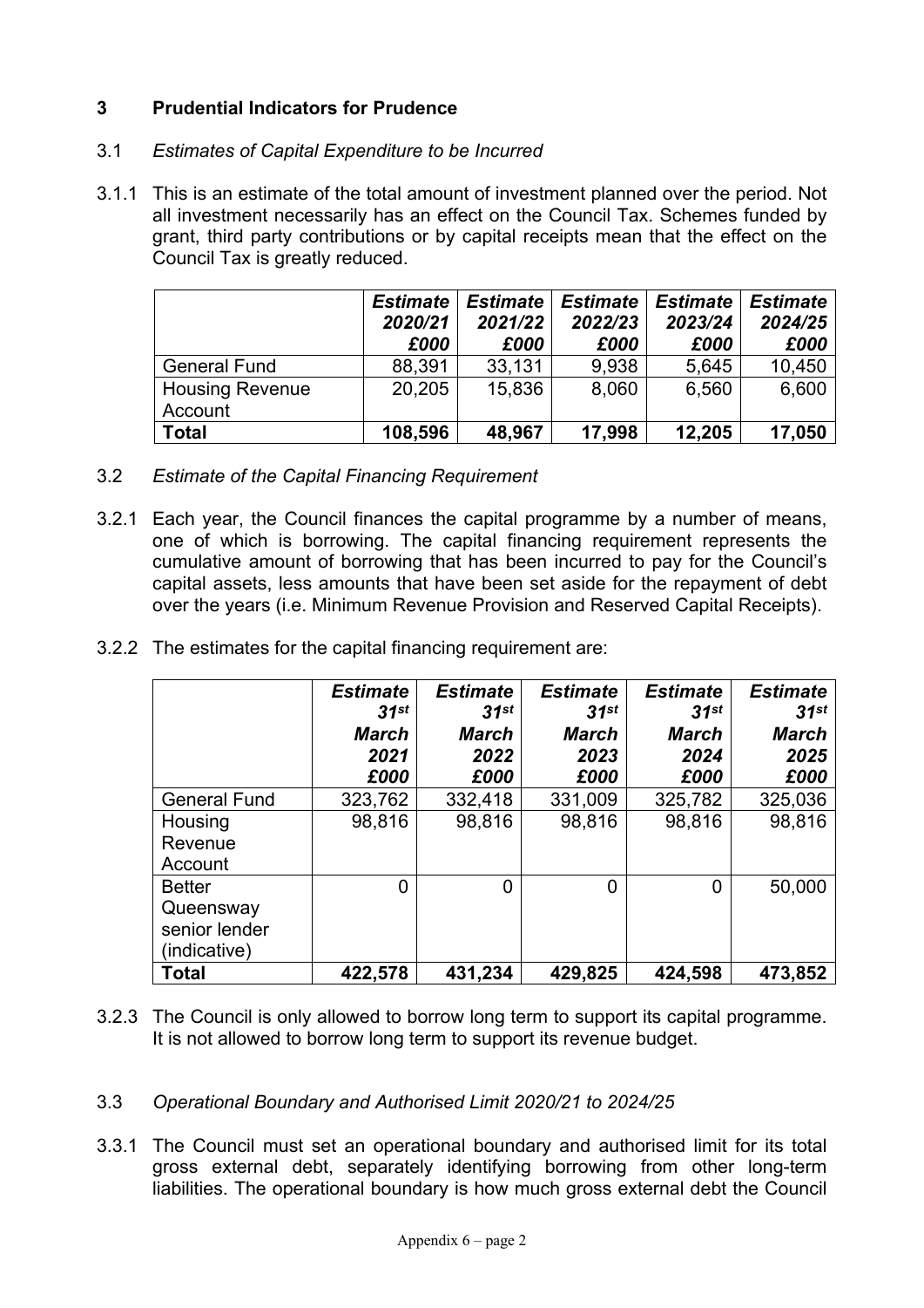## 3 Prudential Indicators for Prudence

### 3.1 *Estimates of Capital Expenditure to be Incurred*

3.1.1 This is an estimate of the total amount of investment planned over the period. Not all investment necessarily has an effect on the Council Tax. Schemes funded by grant, third party contributions or by capital receipts mean that the effect on the Council Tax is greatly reduced.

| | ***Estimate 2020/21 £000*** | ***Estimate 2021/22 £000*** | ***Estimate 2022/23 £000*** | ***Estimate 2023/24 £000*** | ***Estimate 2024/25 £000*** |
|---|---|---|---|---|---|
| General Fund | 88,391 | 33,131 | 9,938 | 5,645 | 10,450 |
| Housing Revenue Account | 20,205 | 15,836 | 8,060 | 6,560 | 6,600 |
| **Total** | **108,596** | **48,967** | **17,998** | **12,205** | **17,050** |

### 3.2 *Estimate of the Capital Financing Requirement*

3.2.1 Each year, the Council finances the capital programme by a number of means, one of which is borrowing. The capital financing requirement represents the cumulative amount of borrowing that has been incurred to pay for the Council's capital assets, less amounts that have been set aside for the repayment of debt over the years (i.e. Minimum Revenue Provision and Reserved Capital Receipts).

3.2.2 The estimates for the capital financing requirement are:

| | ***Estimate 31st March 2021 £000*** | ***Estimate 31st March 2022 £000*** | ***Estimate 31st March 2023 £000*** | ***Estimate 31st March 2024 £000*** | ***Estimate 31st March 2025 £000*** |
|---|---|---|---|---|---|
| General Fund | 323,762 | 332,418 | 331,009 | 325,782 | 325,036 |
| Housing Revenue Account | 98,816 | 98,816 | 98,816 | 98,816 | 98,816 |
| Better Queensway senior lender (indicative) | 0 | 0 | 0 | 0 | 50,000 |
| **Total** | **422,578** | **431,234** | **429,825** | **424,598** | **473,852** |

3.2.3 The Council is only allowed to borrow long term to support its capital programme. It is not allowed to borrow long term to support its revenue budget.

### 3.3 *Operational Boundary and Authorised Limit 2020/21 to 2024/25*

3.3.1 The Council must set an operational boundary and authorised limit for its total gross external debt, separately identifying borrowing from other long-term liabilities. The operational boundary is how much gross external debt the Council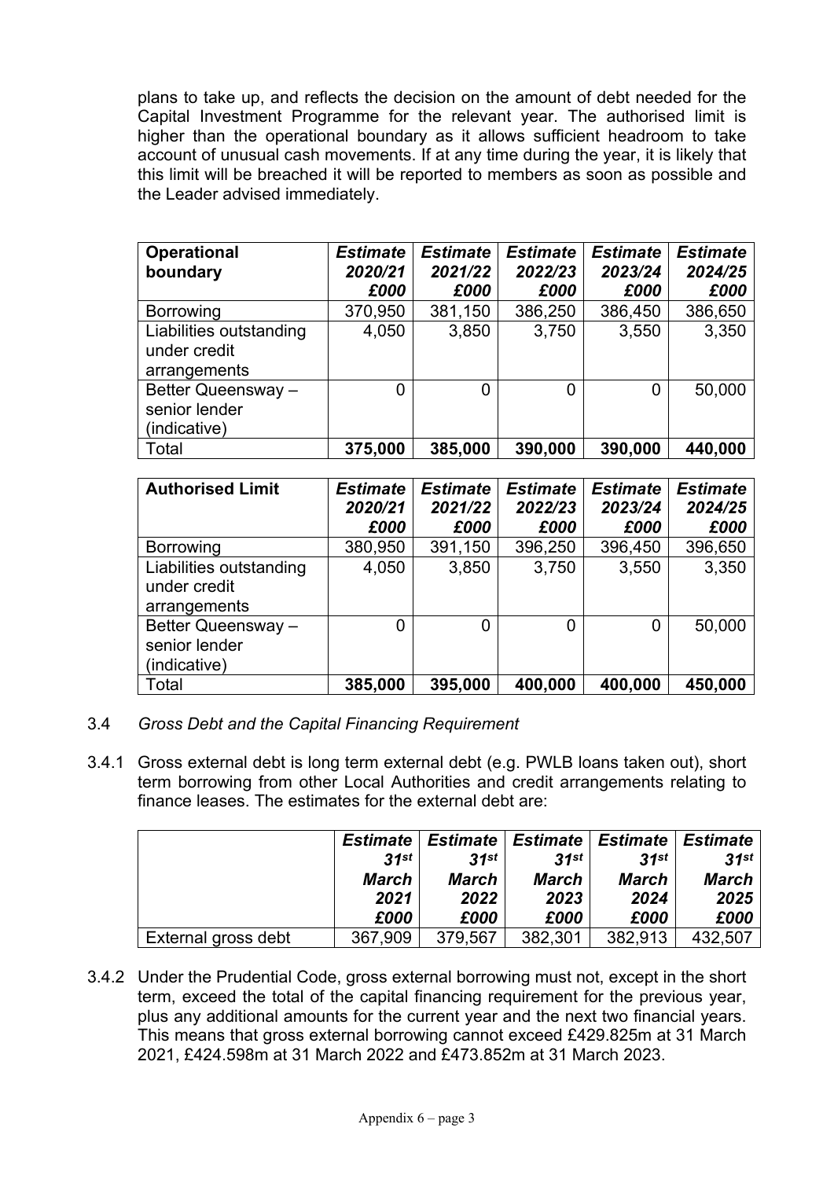plans to take up, and reflects the decision on the amount of debt needed for the Capital Investment Programme for the relevant year. The authorised limit is higher than the operational boundary as it allows sufficient headroom to take account of unusual cash movements. If at any time during the year, it is likely that this limit will be breached it will be reported to members as soon as possible and the Leader advised immediately.

| **Operational boundary** | ***Estimate 2020/21 £000*** | ***Estimate 2021/22 £000*** | ***Estimate 2022/23 £000*** | ***Estimate 2023/24 £000*** | ***Estimate 2024/25 £000*** |
|---|---|---|---|---|---|
| Borrowing | 370,950 | 381,150 | 386,250 | 386,450 | 386,650 |
| Liabilities outstanding under credit arrangements | 4,050 | 3,850 | 3,750 | 3,550 | 3,350 |
| Better Queensway – senior lender (indicative) | 0 | 0 | 0 | 0 | 50,000 |
| Total | **375,000** | **385,000** | **390,000** | **390,000** | **440,000** |

| **Authorised Limit** | ***Estimate 2020/21 £000*** | ***Estimate 2021/22 £000*** | ***Estimate 2022/23 £000*** | ***Estimate 2023/24 £000*** | ***Estimate 2024/25 £000*** |
|---|---|---|---|---|---|
| Borrowing | 380,950 | 391,150 | 396,250 | 396,450 | 396,650 |
| Liabilities outstanding under credit arrangements | 4,050 | 3,850 | 3,750 | 3,550 | 3,350 |
| Better Queensway – senior lender (indicative) | 0 | 0 | 0 | 0 | 50,000 |
| Total | **385,000** | **395,000** | **400,000** | **400,000** | **450,000** |

3.4 *Gross Debt and the Capital Financing Requirement*

3.4.1 Gross external debt is long term external debt (e.g. PWLB loans taken out), short term borrowing from other Local Authorities and credit arrangements relating to finance leases. The estimates for the external debt are:

| | ***Estimate 31st March 2021 £000*** | ***Estimate 31st March 2022 £000*** | ***Estimate 31st March 2023 £000*** | ***Estimate 31st March 2024 £000*** | ***Estimate 31st March 2025 £000*** |
|---|---|---|---|---|---|
| External gross debt | 367,909 | 379,567 | 382,301 | 382,913 | 432,507 |

3.4.2 Under the Prudential Code, gross external borrowing must not, except in the short term, exceed the total of the capital financing requirement for the previous year, plus any additional amounts for the current year and the next two financial years. This means that gross external borrowing cannot exceed £429.825m at 31 March 2021, £424.598m at 31 March 2022 and £473.852m at 31 March 2023.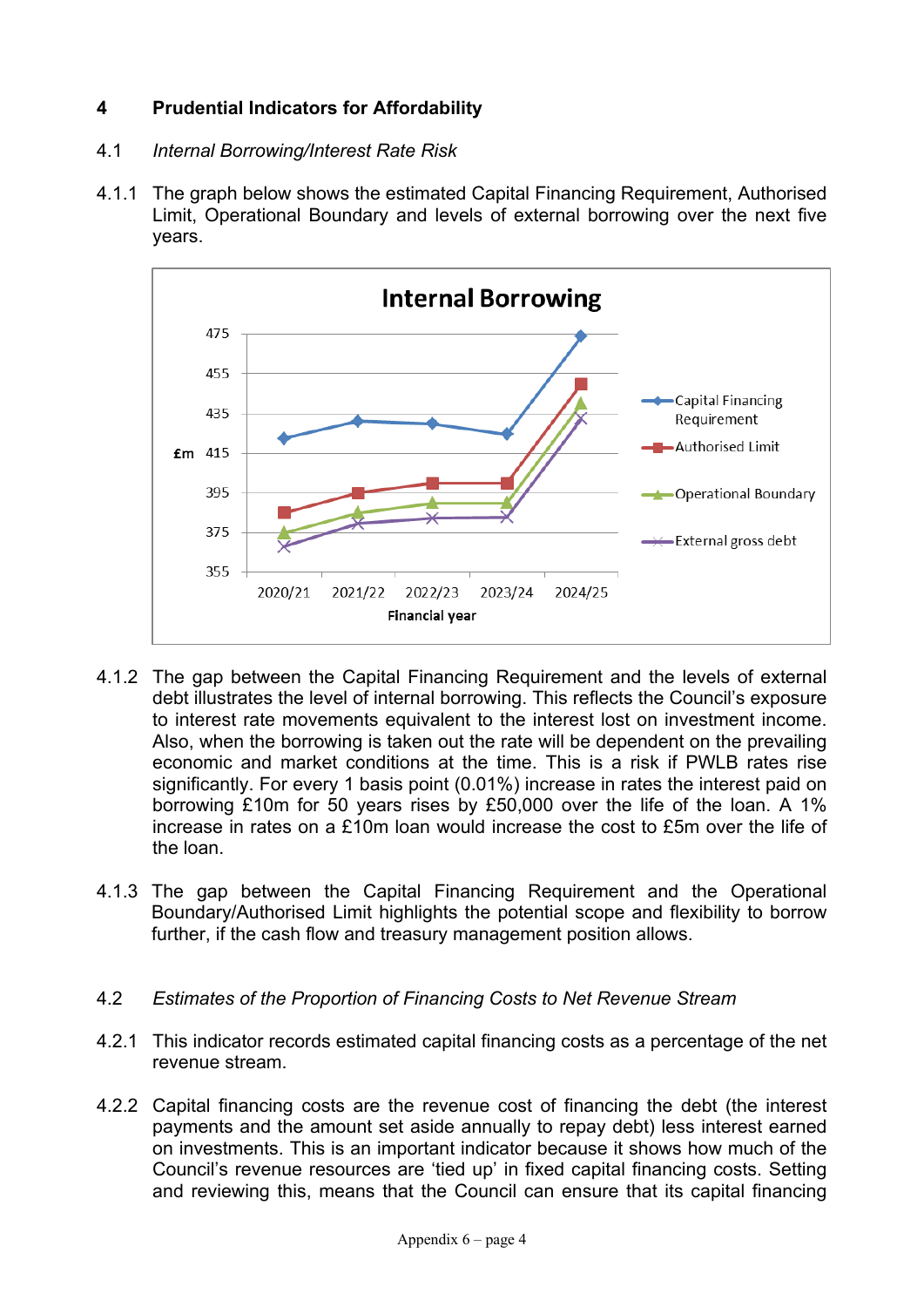## 4 Prudential Indicators for Affordability

### 4.1 *Internal Borrowing/Interest Rate Risk*

4.1.1 The graph below shows the estimated Capital Financing Requirement, Authorised Limit, Operational Boundary and levels of external borrowing over the next five years.

4.1.2 The gap between the Capital Financing Requirement and the levels of external debt illustrates the level of internal borrowing. This reflects the Council's exposure to interest rate movements equivalent to the interest lost on investment income. Also, when the borrowing is taken out the rate will be dependent on the prevailing economic and market conditions at the time. This is a risk if PWLB rates rise significantly. For every 1 basis point (0.01%) increase in rates the interest paid on borrowing £10m for 50 years rises by £50,000 over the life of the loan. A 1% increase in rates on a £10m loan would increase the cost to £5m over the life of the loan.

4.1.3 The gap between the Capital Financing Requirement and the Operational Boundary/Authorised Limit highlights the potential scope and flexibility to borrow further, if the cash flow and treasury management position allows.

### 4.2 *Estimates of the Proportion of Financing Costs to Net Revenue Stream*

4.2.1 This indicator records estimated capital financing costs as a percentage of the net revenue stream.

4.2.2 Capital financing costs are the revenue cost of financing the debt (the interest payments and the amount set aside annually to repay debt) less interest earned on investments. This is an important indicator because it shows how much of the Council's revenue resources are 'tied up' in fixed capital financing costs. Setting and reviewing this, means that the Council can ensure that its capital financing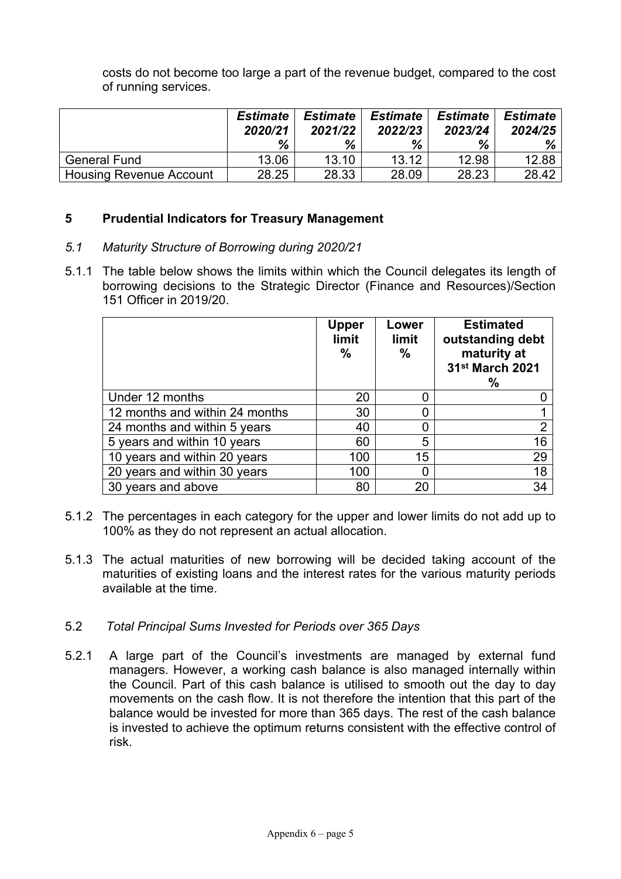costs do not become too large a part of the revenue budget, compared to the cost of running services.

| | *Estimate 2020/21 %* | *Estimate 2021/22 %* | *Estimate 2022/23 %* | *Estimate 2023/24 %* | *Estimate 2024/25 %* |
|---|---|---|---|---|---|
| General Fund | 13.06 | 13.10 | 13.12 | 12.98 | 12.88 |
| Housing Revenue Account | 28.25 | 28.33 | 28.09 | 28.23 | 28.42 |

## 5 Prudential Indicators for Treasury Management

### *5.1 Maturity Structure of Borrowing during 2020/21*

5.1.1 The table below shows the limits within which the Council delegates its length of borrowing decisions to the Strategic Director (Finance and Resources)/Section 151 Officer in 2019/20.

| | **Upper limit %** | **Lower limit %** | **Estimated outstanding debt maturity at 31st March 2021 %** |
|---|---|---|---|
| Under 12 months | 20 | 0 | 0 |
| 12 months and within 24 months | 30 | 0 | 1 |
| 24 months and within 5 years | 40 | 0 | 2 |
| 5 years and within 10 years | 60 | 5 | 16 |
| 10 years and within 20 years | 100 | 15 | 29 |
| 20 years and within 30 years | 100 | 0 | 18 |
| 30 years and above | 80 | 20 | 34 |

5.1.2 The percentages in each category for the upper and lower limits do not add up to 100% as they do not represent an actual allocation.

5.1.3 The actual maturities of new borrowing will be decided taking account of the maturities of existing loans and the interest rates for the various maturity periods available at the time.

### 5.2 *Total Principal Sums Invested for Periods over 365 Days*

5.2.1 A large part of the Council's investments are managed by external fund managers. However, a working cash balance is also managed internally within the Council. Part of this cash balance is utilised to smooth out the day to day movements on the cash flow. It is not therefore the intention that this part of the balance would be invested for more than 365 days. The rest of the cash balance is invested to achieve the optimum returns consistent with the effective control of risk.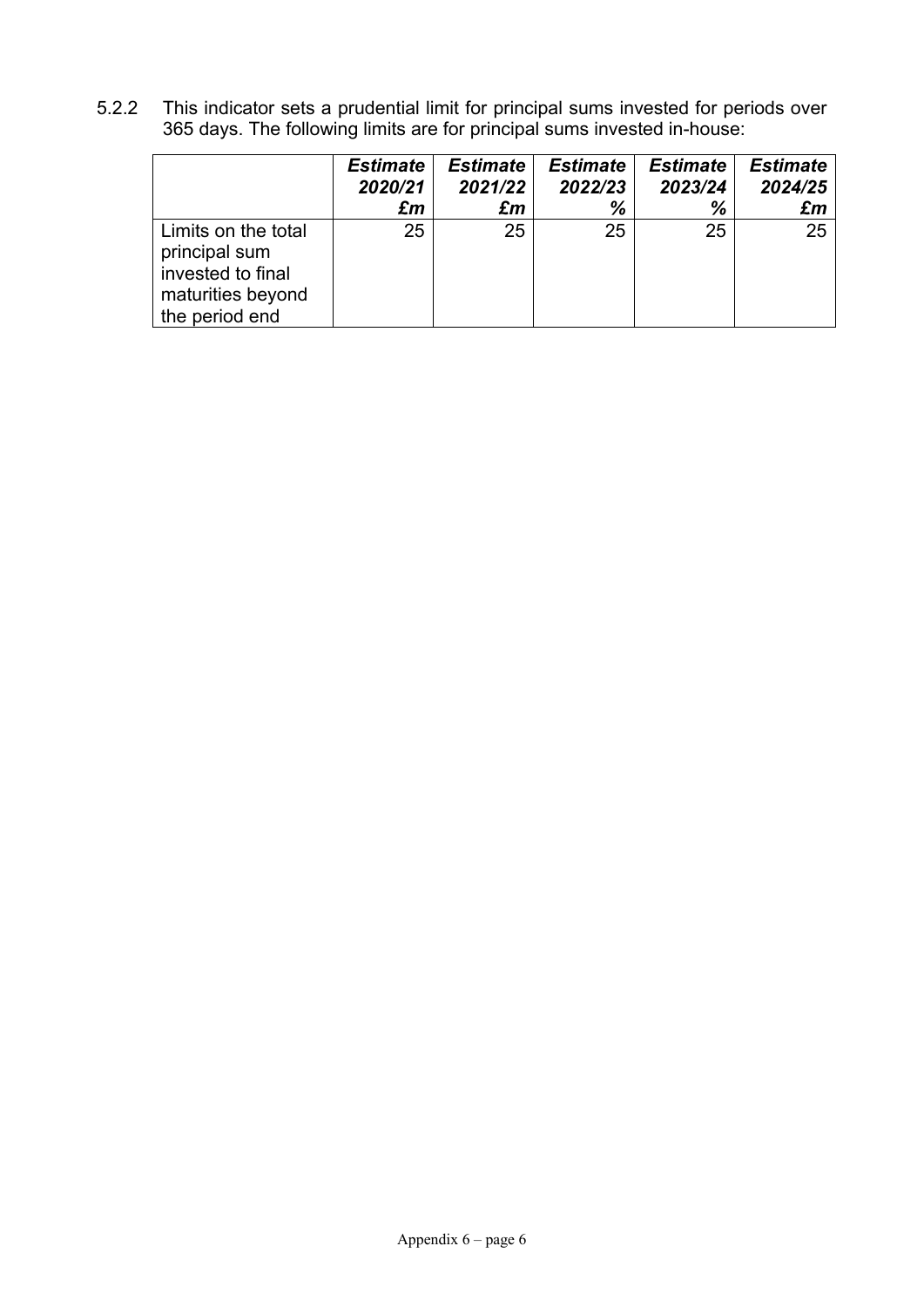5.2.2 This indicator sets a prudential limit for principal sums invested for periods over 365 days. The following limits are for principal sums invested in-house:

| | ***Estimate 2020/21 £m*** | ***Estimate 2021/22 £m*** | ***Estimate 2022/23 %*** | ***Estimate 2023/24 %*** | ***Estimate 2024/25 £m*** |
|---|---|---|---|---|---|
| Limits on the total principal sum invested to final maturities beyond the period end | 25 | 25 | 25 | 25 | 25 |